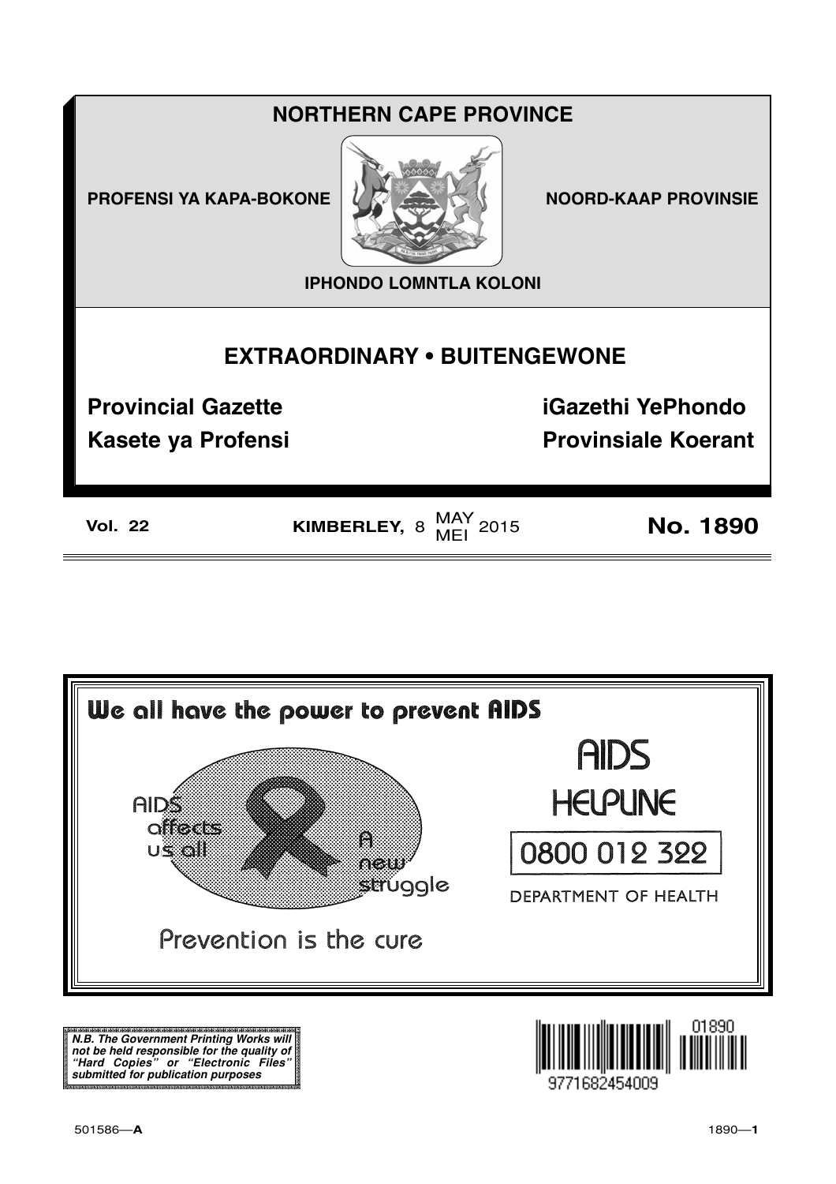# NORTHERN CAPE PROVINCE

**PROFENSI YA KAPA-BOKONE** **NOORD-KAAP PROVINSIE**

**IPHONDO LOMNTLA KOLONI**

## EXTRAORDINARY • BUITENGEWONE

**Provincial Gazette** **iGazethi YePhondo**

**Kasete ya Profensi** **Provinsiale Koerant**

**Vol. 22** **KIMBERLEY, 8 MAY/MEI 2015** **No. 1890**

---

**We all have the power to prevent AIDS**

AIDS affects us all

A new struggle

Prevention is the cure

AIDS HELPLINE

0800 012 322

DEPARTMENT OF HEALTH

***N.B. The Government Printing Works will not be held responsible for the quality of "Hard Copies" or "Electronic Files" submitted for publication purposes***

01890

9771682454009

501586—**A**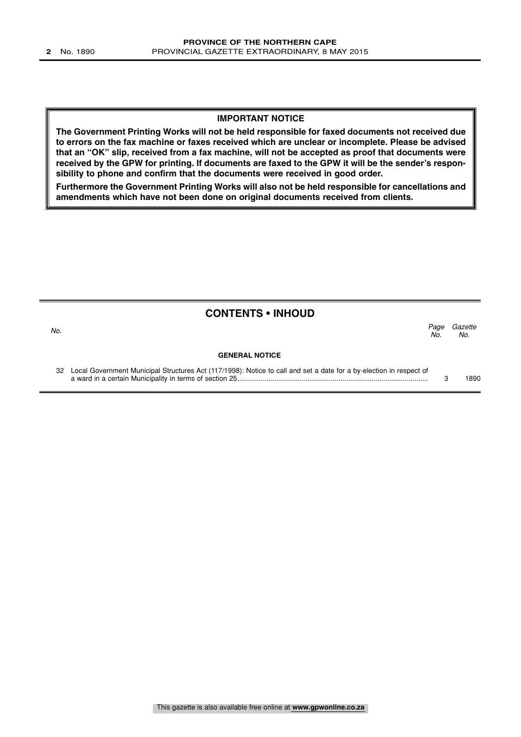**IMPORTANT NOTICE**

**The Government Printing Works will not be held responsible for faxed documents not received due to errors on the fax machine or faxes received which are unclear or incomplete. Please be advised that an "OK" slip, received from a fax machine, will not be accepted as proof that documents were received by the GPW for printing. If documents are faxed to the GPW it will be the sender's responsibility to phone and confirm that the documents were received in good order.**

**Furthermore the Government Printing Works will also not be held responsible for cancellations and amendments which have not been done on original documents received from clients.**

## CONTENTS • INHOUD

| *No.* | | *Page No.* | *Gazette No.* |
|---|---|---|---|
| | **GENERAL NOTICE** | | |
| 32 | Local Government Municipal Structures Act (117/1998): Notice to call and set a date for a by-election in respect of a ward in a certain Municipality in terms of section 25 | 3 | 1890 |

This gazette is also available free online at **www.gpwonline.co.za**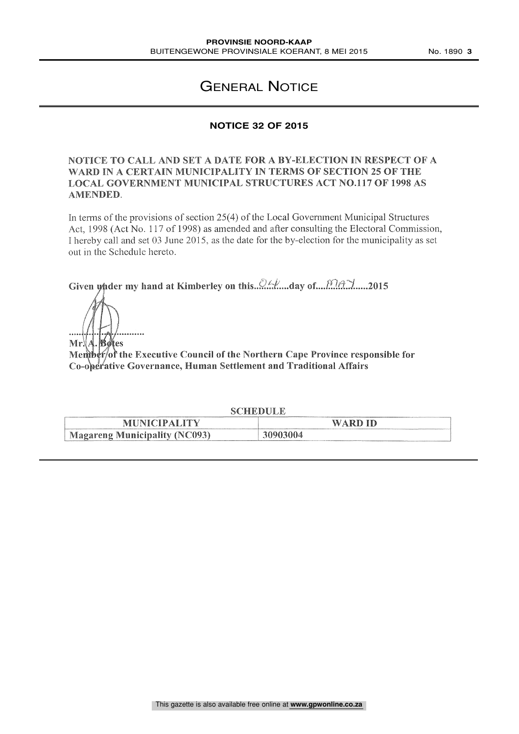# General Notice

## NOTICE 32 OF 2015

**NOTICE TO CALL AND SET A DATE FOR A BY-ELECTION IN RESPECT OF A WARD IN A CERTAIN MUNICIPALITY IN TERMS OF SECTION 25 OF THE LOCAL GOVERNMENT MUNICIPAL STRUCTURES ACT NO.117 OF 1998 AS AMENDED.**

In terms of the provisions of section 25(4) of the Local Government Municipal Structures Act, 1998 (Act No. 117 of 1998) as amended and after consulting the Electoral Commission, I hereby call and set 03 June 2015, as the date for the by-election for the municipality as set out in the Schedule hereto.

**Given under my hand at Kimberley on this...04.....day of....MAY......2015**

............................

**Mr. A. Botes**
**Member of the Executive Council of the Northern Cape Province responsible for Co-operative Governance, Human Settlement and Traditional Affairs**

SCHEDULE

| MUNICIPALITY | WARD ID |
|---|---|
| Magareng Municipality (NC093) | 30903004 |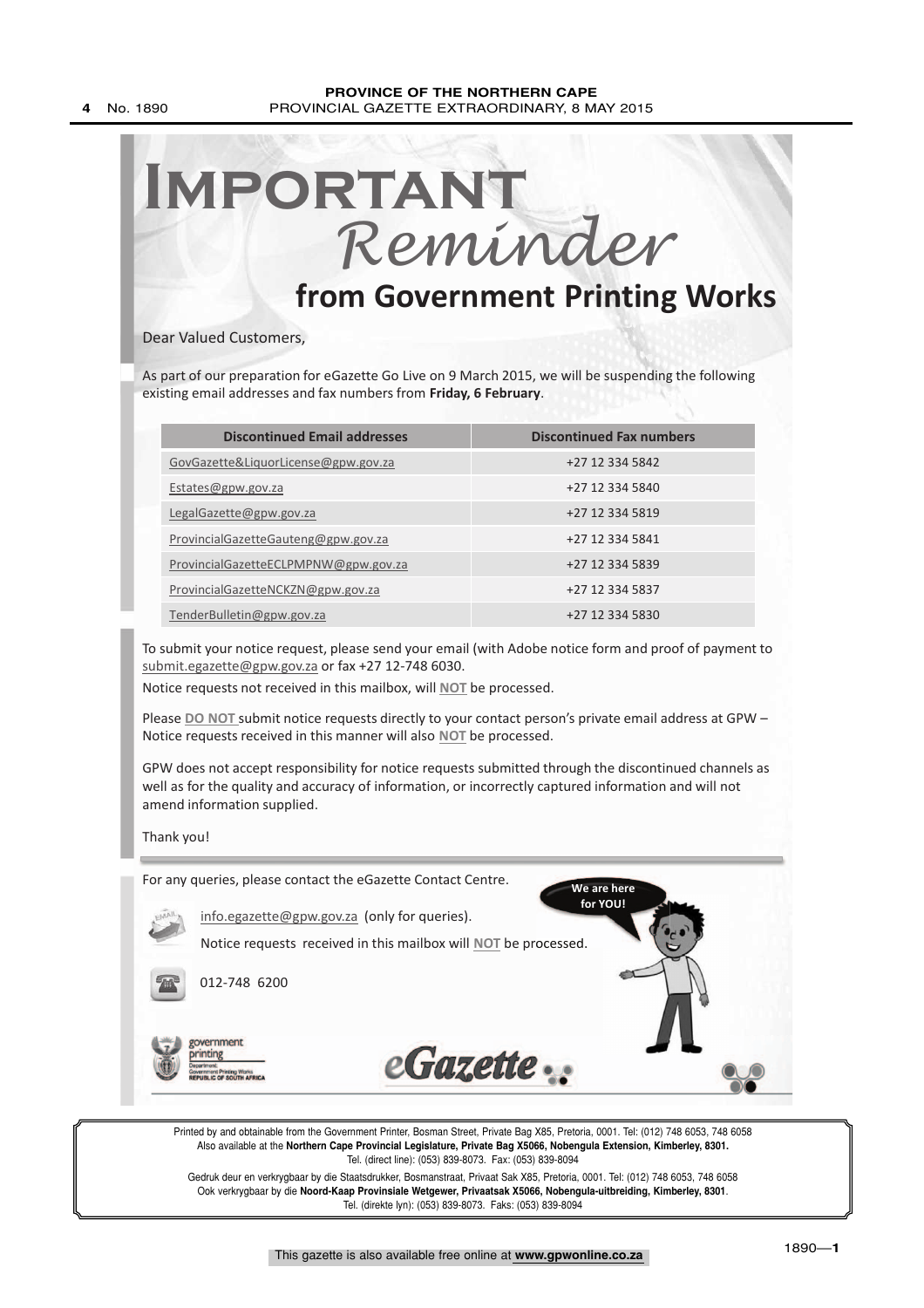# IMPORTANT *Reminder*

## from Government Printing Works

Dear Valued Customers,

As part of our preparation for eGazette Go Live on 9 March 2015, we will be suspending the following existing email addresses and fax numbers from **Friday, 6 February**.

| Discontinued Email addresses | Discontinued Fax numbers |
|---|---|
| GovGazette&LiquorLicense@gpw.gov.za | +27 12 334 5842 |
| Estates@gpw.gov.za | +27 12 334 5840 |
| LegalGazette@gpw.gov.za | +27 12 334 5819 |
| ProvincialGazetteGauteng@gpw.gov.za | +27 12 334 5841 |
| ProvincialGazetteECLPMPNW@gpw.gov.za | +27 12 334 5839 |
| ProvincialGazetteNCKZN@gpw.gov.za | +27 12 334 5837 |
| TenderBulletin@gpw.gov.za | +27 12 334 5830 |

To submit your notice request, please send your email (with Adobe notice form and proof of payment to submit.egazette@gpw.gov.za or fax +27 12-748 6030.

Notice requests not received in this mailbox, will **NOT** be processed.

Please **DO NOT** submit notice requests directly to your contact person's private email address at GPW – Notice requests received in this manner will also **NOT** be processed.

GPW does not accept responsibility for notice requests submitted through the discontinued channels as well as for the quality and accuracy of information, or incorrectly captured information and will not amend information supplied.

Thank you!

For any queries, please contact the eGazette Contact Centre.

We are here for YOU!

info.egazette@gpw.gov.za (only for queries).

Notice requests received in this mailbox will **NOT** be processed.

012-748 6200

government printing
Department: Government Printing Works
REPUBLIC OF SOUTH AFRICA

eGazette

Printed by and obtainable from the Government Printer, Bosman Street, Private Bag X85, Pretoria, 0001. Tel: (012) 748 6053, 748 6058
Also available at the **Northern Cape Provincial Legislature, Private Bag X5066, Nobengula Extension, Kimberley, 8301.**
Tel. (direct line): (053) 839-8073. Fax: (053) 839-8094

Gedruk deur en verkrygbaar by die Staatsdrukker, Bosmanstraat, Privaat Sak X85, Pretoria, 0001. Tel: (012) 748 6053, 748 6058
Ook verkrygbaar by die **Noord-Kaap Provinsiale Wetgewer, Privaatsak X5066, Nobengula-uitbreiding, Kimberley, 8301**.
Tel. (direkte lyn): (053) 839-8073. Faks: (053) 839-8094